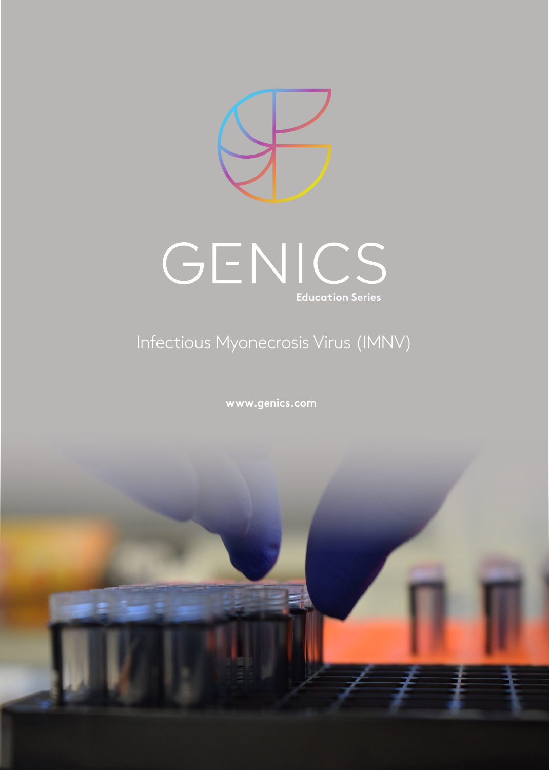# GENICS

**Education Series**

## Infectious Myonecrosis Virus (IMNV)

**www.genics.com**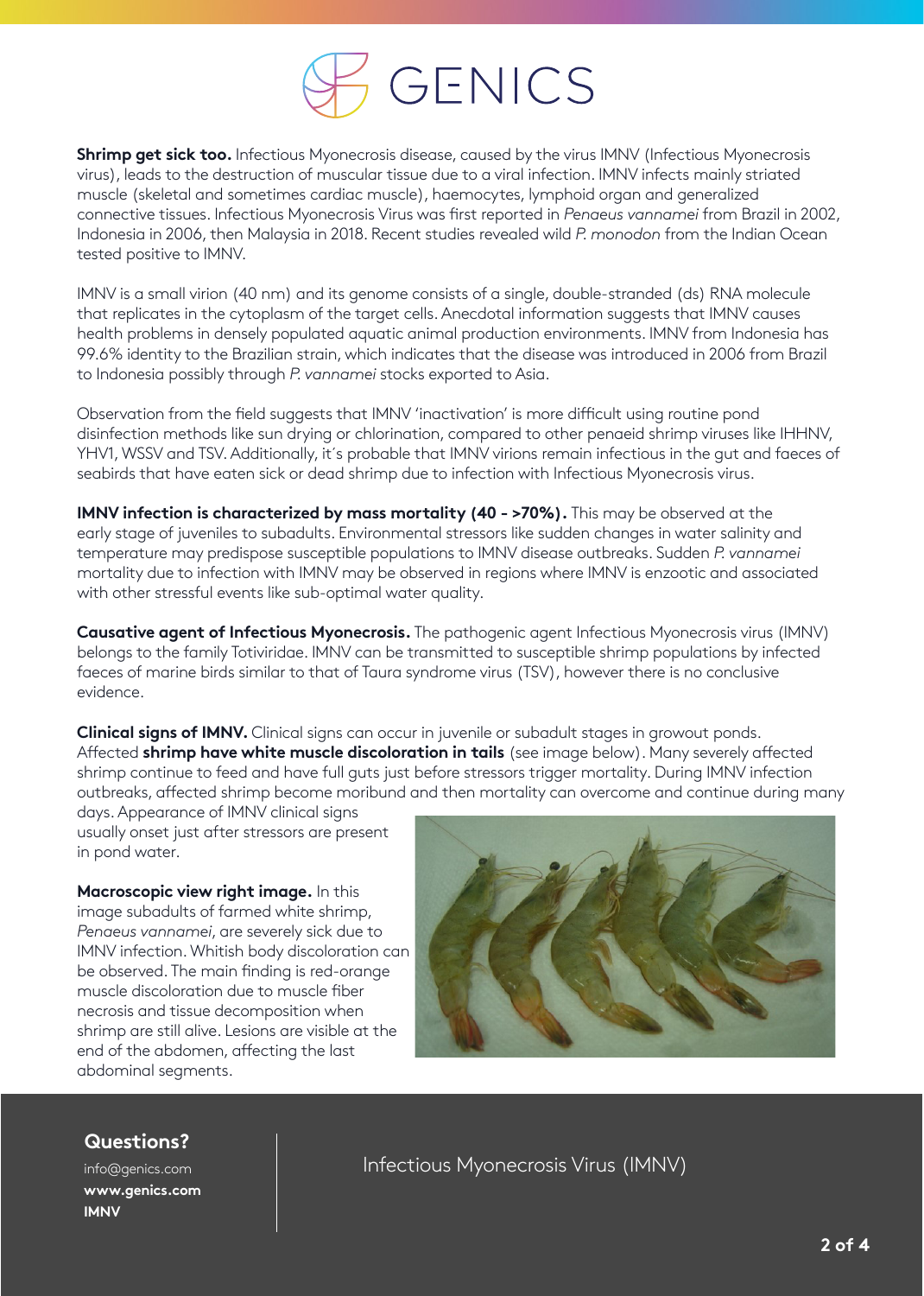**Shrimp get sick too.** Infectious Myonecrosis disease, caused by the virus IMNV (Infectious Myonecrosis virus), leads to the destruction of muscular tissue due to a viral infection. IMNV infects mainly striated muscle (skeletal and sometimes cardiac muscle), haemocytes, lymphoid organ and generalized connective tissues. Infectious Myonecrosis Virus was first reported in *Penaeus vannamei* from Brazil in 2002, Indonesia in 2006, then Malaysia in 2018. Recent studies revealed wild *P. monodon* from the Indian Ocean tested positive to IMNV.

IMNV is a small virion (40 nm) and its genome consists of a single, double-stranded (ds) RNA molecule that replicates in the cytoplasm of the target cells. Anecdotal information suggests that IMNV causes health problems in densely populated aquatic animal production environments. IMNV from Indonesia has 99.6% identity to the Brazilian strain, which indicates that the disease was introduced in 2006 from Brazil to Indonesia possibly through *P. vannamei* stocks exported to Asia.

Observation from the field suggests that IMNV 'inactivation' is more difficult using routine pond disinfection methods like sun drying or chlorination, compared to other penaeid shrimp viruses like IHHNV, YHV1, WSSV and TSV. Additionally, it´s probable that IMNV virions remain infectious in the gut and faeces of seabirds that have eaten sick or dead shrimp due to infection with Infectious Myonecrosis virus.

**IMNV infection is characterized by mass mortality (40 - >70%).** This may be observed at the early stage of juveniles to subadults. Environmental stressors like sudden changes in water salinity and temperature may predispose susceptible populations to IMNV disease outbreaks. Sudden *P. vannamei* mortality due to infection with IMNV may be observed in regions where IMNV is enzootic and associated with other stressful events like sub-optimal water quality.

**Causative agent of Infectious Myonecrosis.** The pathogenic agent Infectious Myonecrosis virus (IMNV) belongs to the family Totiviridae. IMNV can be transmitted to susceptible shrimp populations by infected faeces of marine birds similar to that of Taura syndrome virus (TSV), however there is no conclusive evidence.

**Clinical signs of IMNV.** Clinical signs can occur in juvenile or subadult stages in growout ponds. Affected **shrimp have white muscle discoloration in tails** (see image below). Many severely affected shrimp continue to feed and have full guts just before stressors trigger mortality. During IMNV infection outbreaks, affected shrimp become moribund and then mortality can overcome and continue during many days. Appearance of IMNV clinical signs usually onset just after stressors are present in pond water.

**Macroscopic view right image.** In this image subadults of farmed white shrimp, *Penaeus vannamei*, are severely sick due to IMNV infection. Whitish body discoloration can be observed. The main finding is red-orange muscle discoloration due to muscle fiber necrosis and tissue decomposition when shrimp are still alive. Lesions are visible at the end of the abdomen, affecting the last abdominal segments.

**Questions?**

info@genics.com

**www.genics.com**

**IMNV**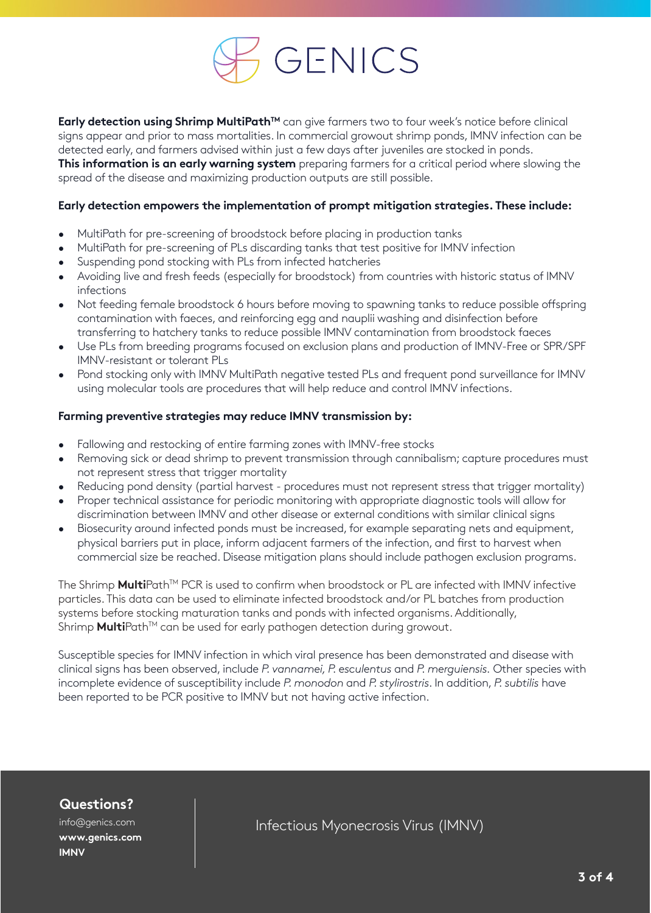**Early detection using Shrimp MultiPath™** can give farmers two to four week's notice before clinical signs appear and prior to mass mortalities. In commercial growout shrimp ponds, IMNV infection can be detected early, and farmers advised within just a few days after juveniles are stocked in ponds. **This information is an early warning system** preparing farmers for a critical period where slowing the spread of the disease and maximizing production outputs are still possible.

**Early detection empowers the implementation of prompt mitigation strategies. These include:**

- MultiPath for pre-screening of broodstock before placing in production tanks
- MultiPath for pre-screening of PLs discarding tanks that test positive for IMNV infection
- Suspending pond stocking with PLs from infected hatcheries
- Avoiding live and fresh feeds (especially for broodstock) from countries with historic status of IMNV infections
- Not feeding female broodstock 6 hours before moving to spawning tanks to reduce possible offspring contamination with faeces, and reinforcing egg and nauplii washing and disinfection before transferring to hatchery tanks to reduce possible IMNV contamination from broodstock faeces
- Use PLs from breeding programs focused on exclusion plans and production of IMNV-Free or SPR/SPF IMNV-resistant or tolerant PLs
- Pond stocking only with IMNV MultiPath negative tested PLs and frequent pond surveillance for IMNV using molecular tools are procedures that will help reduce and control IMNV infections.

**Farming preventive strategies may reduce IMNV transmission by:**

- Fallowing and restocking of entire farming zones with IMNV-free stocks
- Removing sick or dead shrimp to prevent transmission through cannibalism; capture procedures must not represent stress that trigger mortality
- Reducing pond density (partial harvest - procedures must not represent stress that trigger mortality)
- Proper technical assistance for periodic monitoring with appropriate diagnostic tools will allow for discrimination between IMNV and other disease or external conditions with similar clinical signs
- Biosecurity around infected ponds must be increased, for example separating nets and equipment, physical barriers put in place, inform adjacent farmers of the infection, and first to harvest when commercial size be reached. Disease mitigation plans should include pathogen exclusion programs.

The Shrimp **Multi**Path™ PCR is used to confirm when broodstock or PL are infected with IMNV infective particles. This data can be used to eliminate infected broodstock and/or PL batches from production systems before stocking maturation tanks and ponds with infected organisms. Additionally, Shrimp **Multi**Path™ can be used for early pathogen detection during growout.

Susceptible species for IMNV infection in which viral presence has been demonstrated and disease with clinical signs has been observed, include *P. vannamei, P. esculentus* and *P. merguiensis*. Other species with incomplete evidence of susceptibility include *P. monodon* and *P. stylirostris*. In addition, *P. subtilis* have been reported to be PCR positive to IMNV but not having active infection.

**Questions?**
info@genics.com
**www.genics.com**
**IMNV**

Infectious Myonecrosis Virus (IMNV)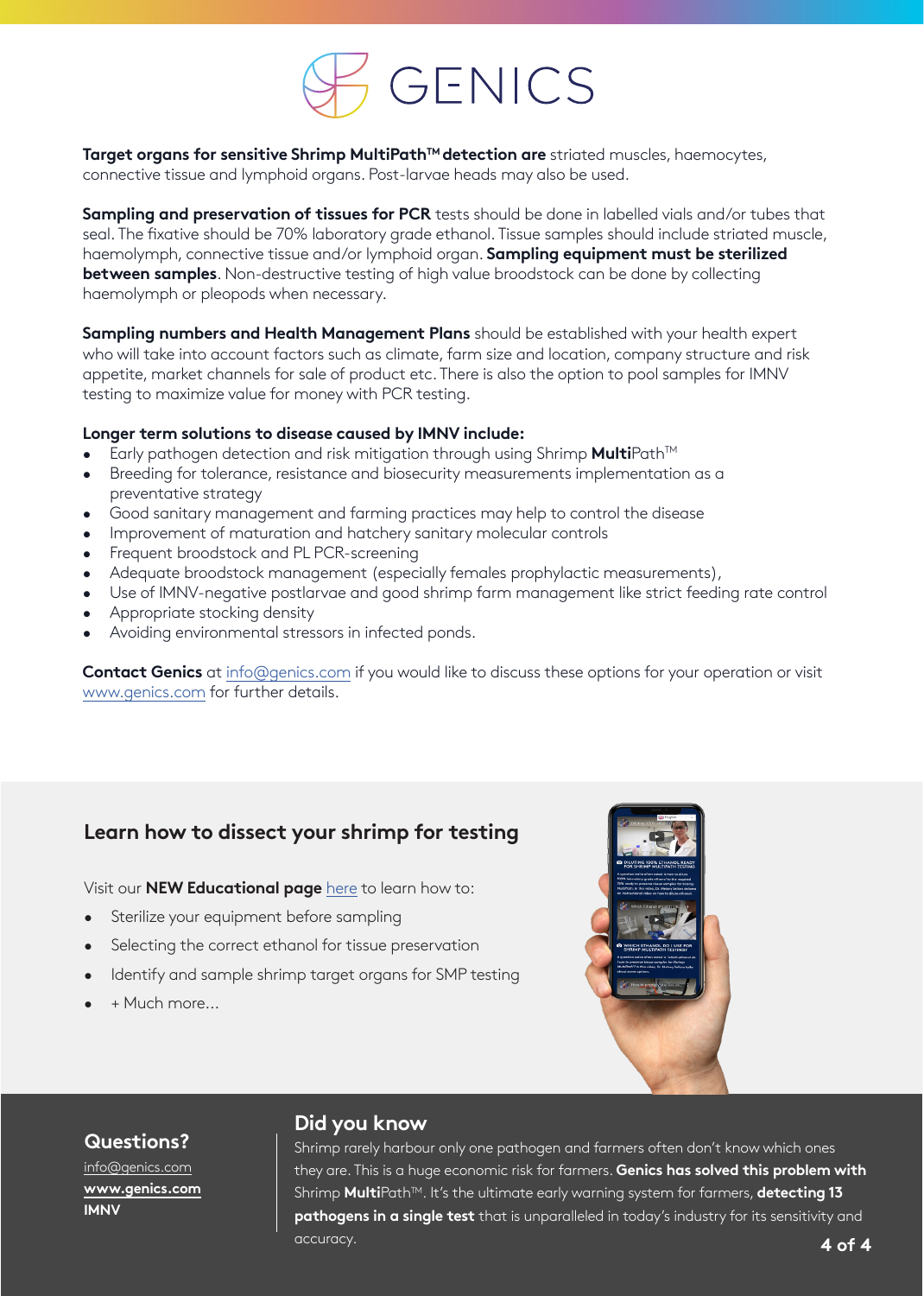**Target organs for sensitive Shrimp MultiPath™ detection are** striated muscles, haemocytes, connective tissue and lymphoid organs. Post-larvae heads may also be used.

**Sampling and preservation of tissues for PCR** tests should be done in labelled vials and/or tubes that seal. The fixative should be 70% laboratory grade ethanol. Tissue samples should include striated muscle, haemolymph, connective tissue and/or lymphoid organ. **Sampling equipment must be sterilized between samples**. Non-destructive testing of high value broodstock can be done by collecting haemolymph or pleopods when necessary.

**Sampling numbers and Health Management Plans** should be established with your health expert who will take into account factors such as climate, farm size and location, company structure and risk appetite, market channels for sale of product etc. There is also the option to pool samples for IMNV testing to maximize value for money with PCR testing.

**Longer term solutions to disease caused by IMNV include:**

- Early pathogen detection and risk mitigation through using Shrimp **Multi**Path™
- Breeding for tolerance, resistance and biosecurity measurements implementation as a preventative strategy
- Good sanitary management and farming practices may help to control the disease
- Improvement of maturation and hatchery sanitary molecular controls
- Frequent broodstock and PL PCR-screening
- Adequate broodstock management (especially females prophylactic measurements),
- Use of IMNV-negative postlarvae and good shrimp farm management like strict feeding rate control
- Appropriate stocking density
- Avoiding environmental stressors in infected ponds.

**Contact Genics** at info@genics.com if you would like to discuss these options for your operation or visit www.genics.com for further details.

## Learn how to dissect your shrimp for testing

Visit our **NEW Educational page** here to learn how to:

- Sterilize your equipment before sampling
- Selecting the correct ethanol for tissue preservation
- Identify and sample shrimp target organs for SMP testing
- + Much more...

## Questions?

info@genics.com
**www.genics.com**
**IMNV**

## Did you know

Shrimp rarely harbour only one pathogen and farmers often don't know which ones they are. This is a huge economic risk for farmers. **Genics has solved this problem with** Shrimp **Multi**Path™. It's the ultimate early warning system for farmers, **detecting 13 pathogens in a single test** that is unparalleled in today's industry for its sensitivity and accuracy.